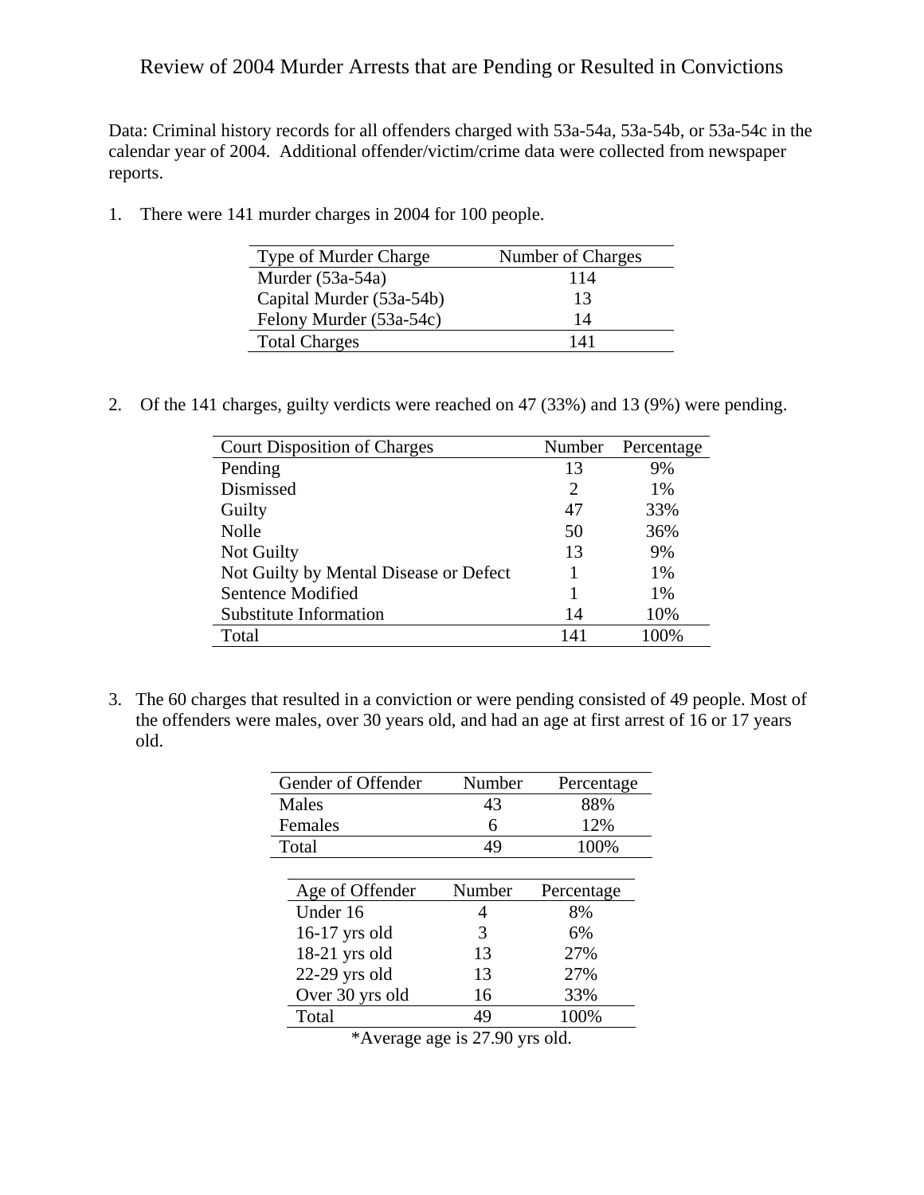# Review of 2004 Murder Arrests that are Pending or Resulted in Convictions

Data: Criminal history records for all offenders charged with 53a-54a, 53a-54b, or 53a-54c in the calendar year of 2004. Additional offender/victim/crime data were collected from newspaper reports.

1. There were 141 murder charges in 2004 for 100 people.

| Type of Murder Charge | Number of Charges |
|---|---|
| Murder (53a-54a) | 114 |
| Capital Murder (53a-54b) | 13 |
| Felony Murder (53a-54c) | 14 |
| Total Charges | 141 |

2. Of the 141 charges, guilty verdicts were reached on 47 (33%) and 13 (9%) were pending.

| Court Disposition of Charges | Number | Percentage |
|---|---|---|
| Pending | 13 | 9% |
| Dismissed | 2 | 1% |
| Guilty | 47 | 33% |
| Nolle | 50 | 36% |
| Not Guilty | 13 | 9% |
| Not Guilty by Mental Disease or Defect | 1 | 1% |
| Sentence Modified | 1 | 1% |
| Substitute Information | 14 | 10% |
| Total | 141 | 100% |

3. The 60 charges that resulted in a conviction or were pending consisted of 49 people. Most of the offenders were males, over 30 years old, and had an age at first arrest of 16 or 17 years old.

| Gender of Offender | Number | Percentage |
|---|---|---|
| Males | 43 | 88% |
| Females | 6 | 12% |
| Total | 49 | 100% |

| Age of Offender | Number | Percentage |
|---|---|---|
| Under 16 | 4 | 8% |
| 16-17 yrs old | 3 | 6% |
| 18-21 yrs old | 13 | 27% |
| 22-29 yrs old | 13 | 27% |
| Over 30 yrs old | 16 | 33% |
| Total | 49 | 100% |

*Average age is 27.90 yrs old.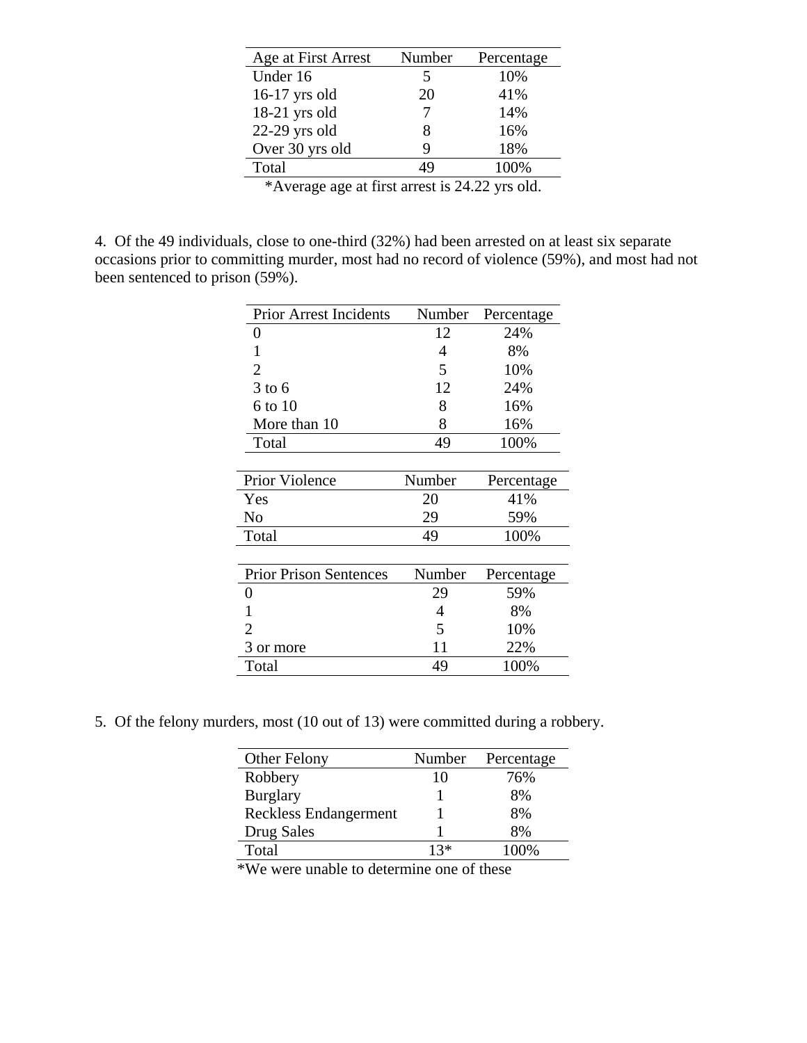| Age at First Arrest | Number | Percentage |
|---|---|---|
| Under 16 | 5 | 10% |
| 16-17 yrs old | 20 | 41% |
| 18-21 yrs old | 7 | 14% |
| 22-29 yrs old | 8 | 16% |
| Over 30 yrs old | 9 | 18% |
| Total | 49 | 100% |

*Average age at first arrest is 24.22 yrs old.

4. Of the 49 individuals, close to one-third (32%) had been arrested on at least six separate occasions prior to committing murder, most had no record of violence (59%), and most had not been sentenced to prison (59%).

| Prior Arrest Incidents | Number | Percentage |
|---|---|---|
| 0 | 12 | 24% |
| 1 | 4 | 8% |
| 2 | 5 | 10% |
| 3 to 6 | 12 | 24% |
| 6 to 10 | 8 | 16% |
| More than 10 | 8 | 16% |
| Total | 49 | 100% |

| Prior Violence | Number | Percentage |
|---|---|---|
| Yes | 20 | 41% |
| No | 29 | 59% |
| Total | 49 | 100% |

| Prior Prison Sentences | Number | Percentage |
|---|---|---|
| 0 | 29 | 59% |
| 1 | 4 | 8% |
| 2 | 5 | 10% |
| 3 or more | 11 | 22% |
| Total | 49 | 100% |

5. Of the felony murders, most (10 out of 13) were committed during a robbery.

| Other Felony | Number | Percentage |
|---|---|---|
| Robbery | 10 | 76% |
| Burglary | 1 | 8% |
| Reckless Endangerment | 1 | 8% |
| Drug Sales | 1 | 8% |
| Total | 13* | 100% |

*We were unable to determine one of these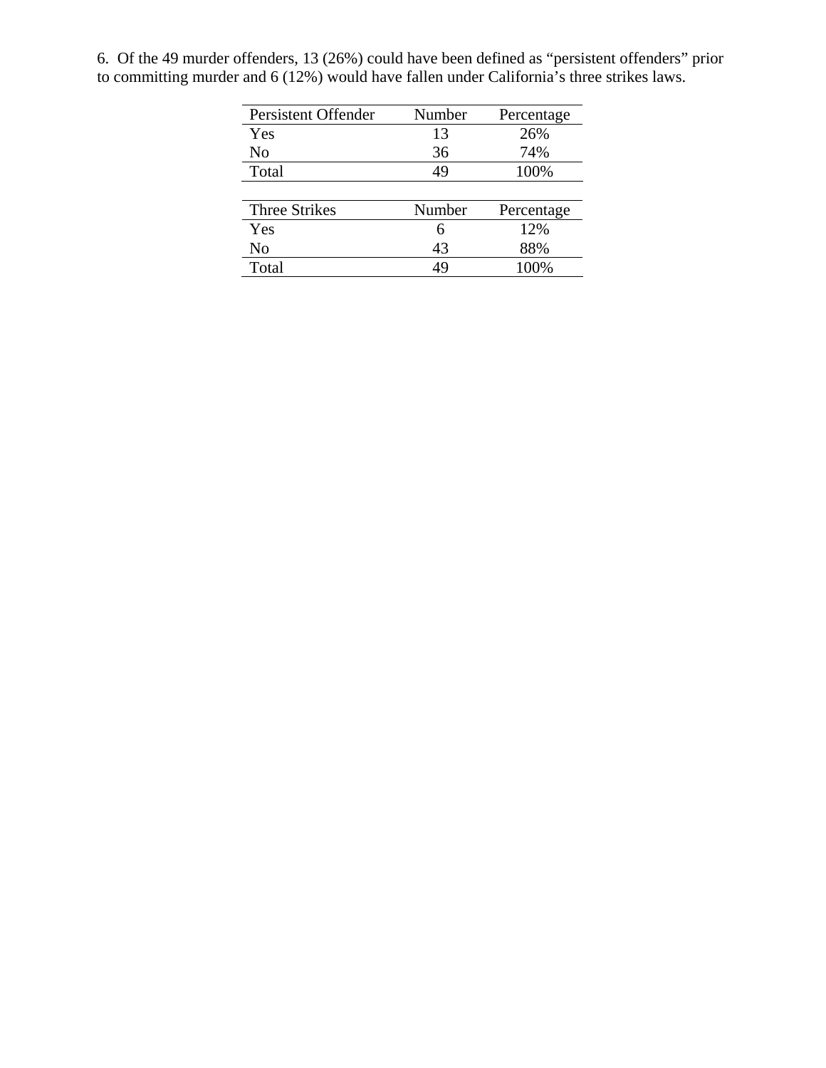6. Of the 49 murder offenders, 13 (26%) could have been defined as "persistent offenders" prior to committing murder and 6 (12%) would have fallen under California's three strikes laws.

| Persistent Offender | Number | Percentage |
|---|---|---|
| Yes | 13 | 26% |
| No | 36 | 74% |
| Total | 49 | 100% |

| Three Strikes | Number | Percentage |
|---|---|---|
| Yes | 6 | 12% |
| No | 43 | 88% |
| Total | 49 | 100% |